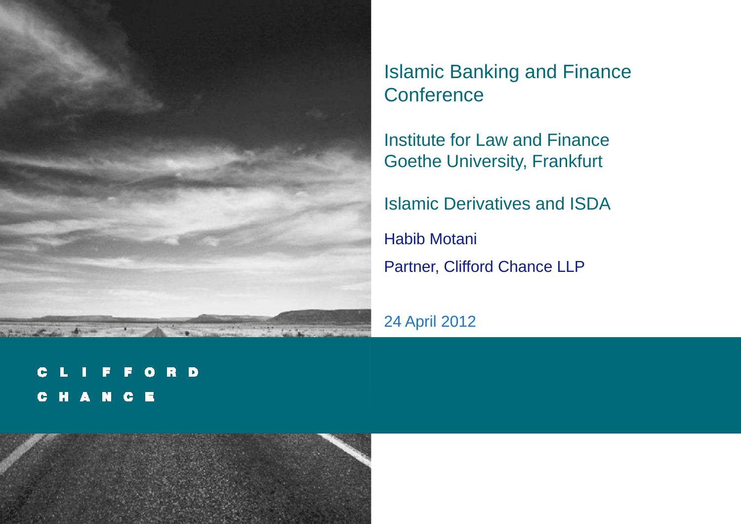# Islamic Banking and Finance Conference

Institute for Law and Finance
Goethe University, Frankfurt

## Islamic Derivatives and ISDA

Habib Motani

Partner, Clifford Chance LLP

24 April 2012

CLIFFORD
CHANCE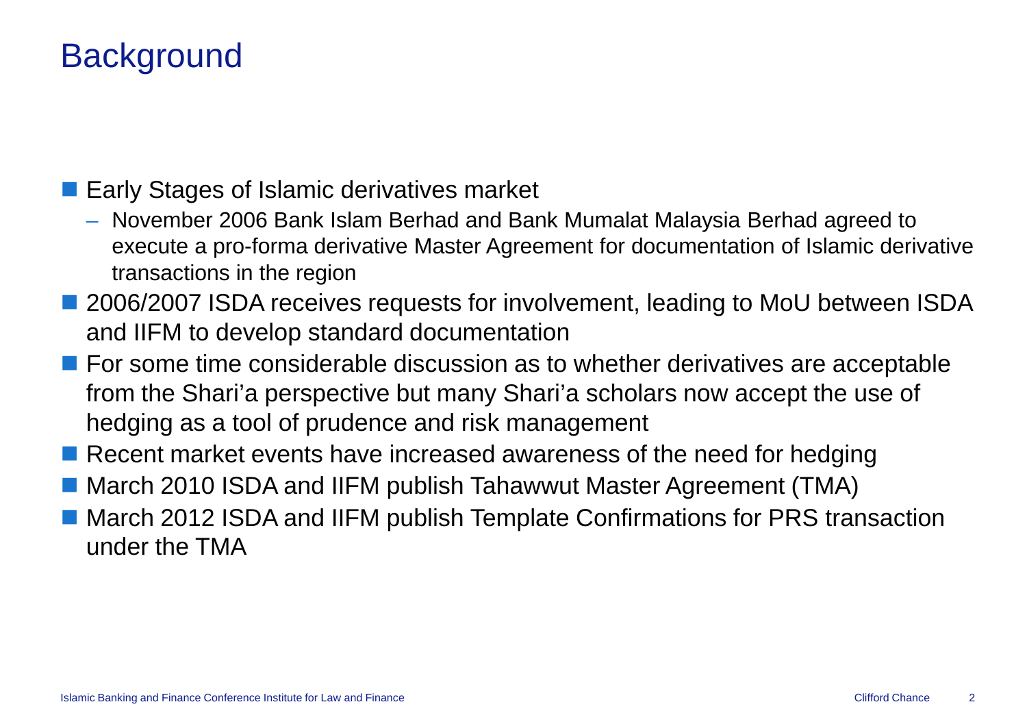# Background

- Early Stages of Islamic derivatives market
  - November 2006 Bank Islam Berhad and Bank Mumalat Malaysia Berhad agreed to execute a pro-forma derivative Master Agreement for documentation of Islamic derivative transactions in the region
- 2006/2007 ISDA receives requests for involvement, leading to MoU between ISDA and IIFM to develop standard documentation
- For some time considerable discussion as to whether derivatives are acceptable from the Shari'a perspective but many Shari'a scholars now accept the use of hedging as a tool of prudence and risk management
- Recent market events have increased awareness of the need for hedging
- March 2010 ISDA and IIFM publish Tahawwut Master Agreement (TMA)
- March 2012 ISDA and IIFM publish Template Confirmations for PRS transaction under the TMA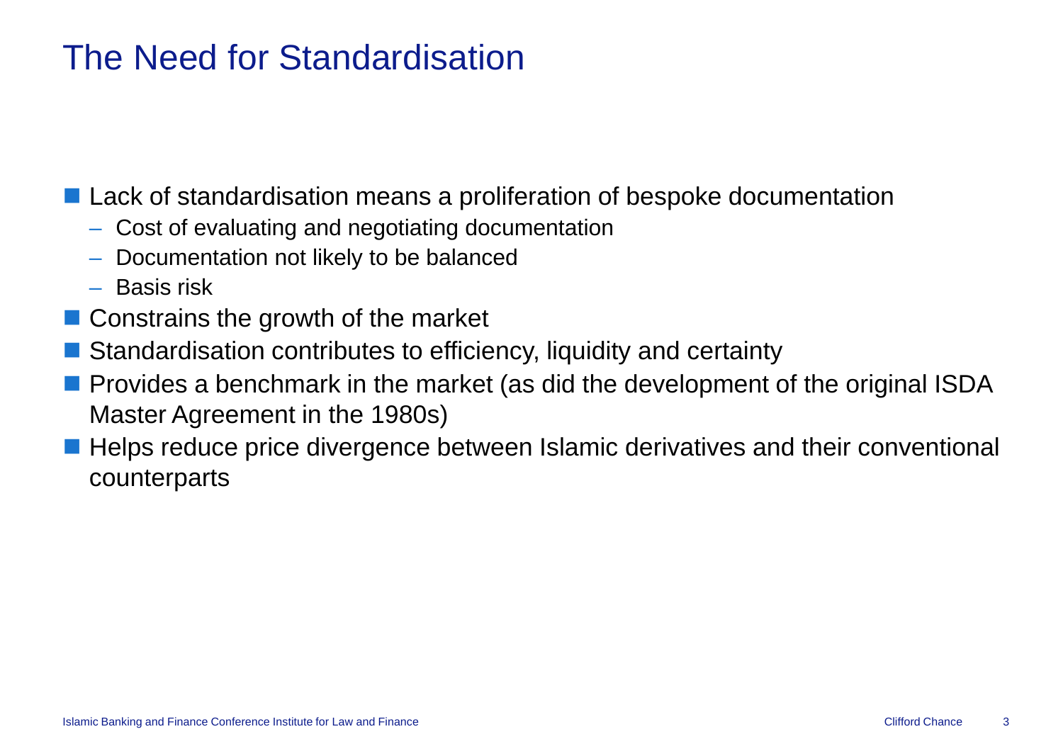# The Need for Standardisation

- Lack of standardisation means a proliferation of bespoke documentation
  - Cost of evaluating and negotiating documentation
  - Documentation not likely to be balanced
  - Basis risk
- Constrains the growth of the market
- Standardisation contributes to efficiency, liquidity and certainty
- Provides a benchmark in the market (as did the development of the original ISDA Master Agreement in the 1980s)
- Helps reduce price divergence between Islamic derivatives and their conventional counterparts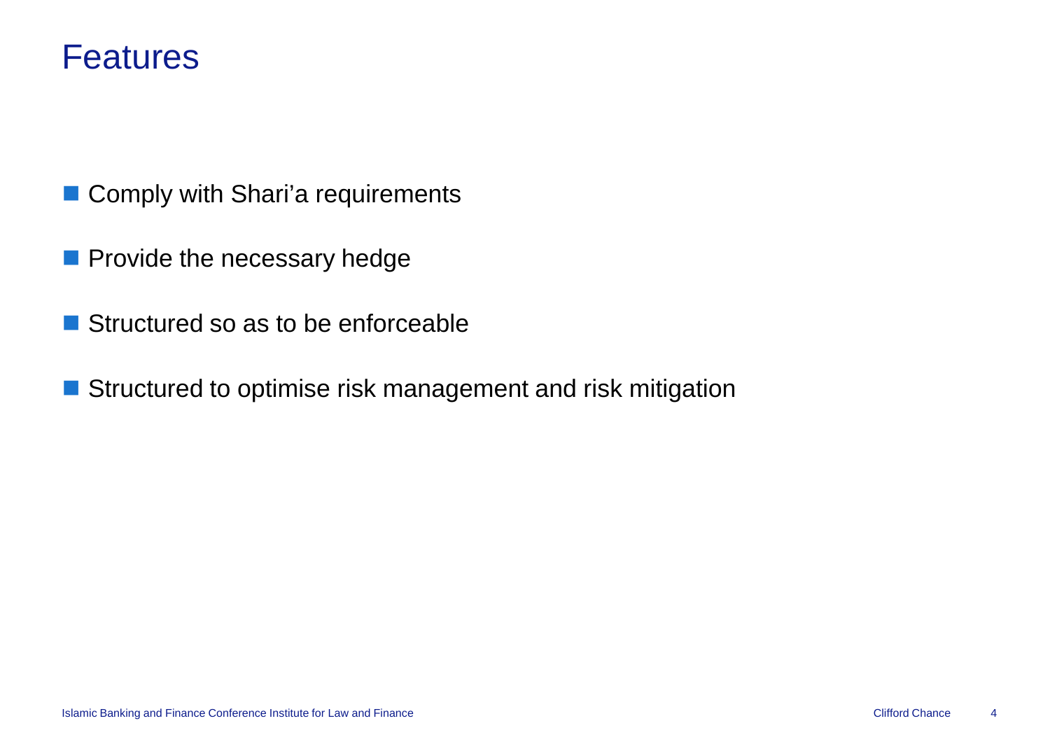# Features

- Comply with Shari’a requirements
- Provide the necessary hedge
- Structured so as to be enforceable
- Structured to optimise risk management and risk mitigation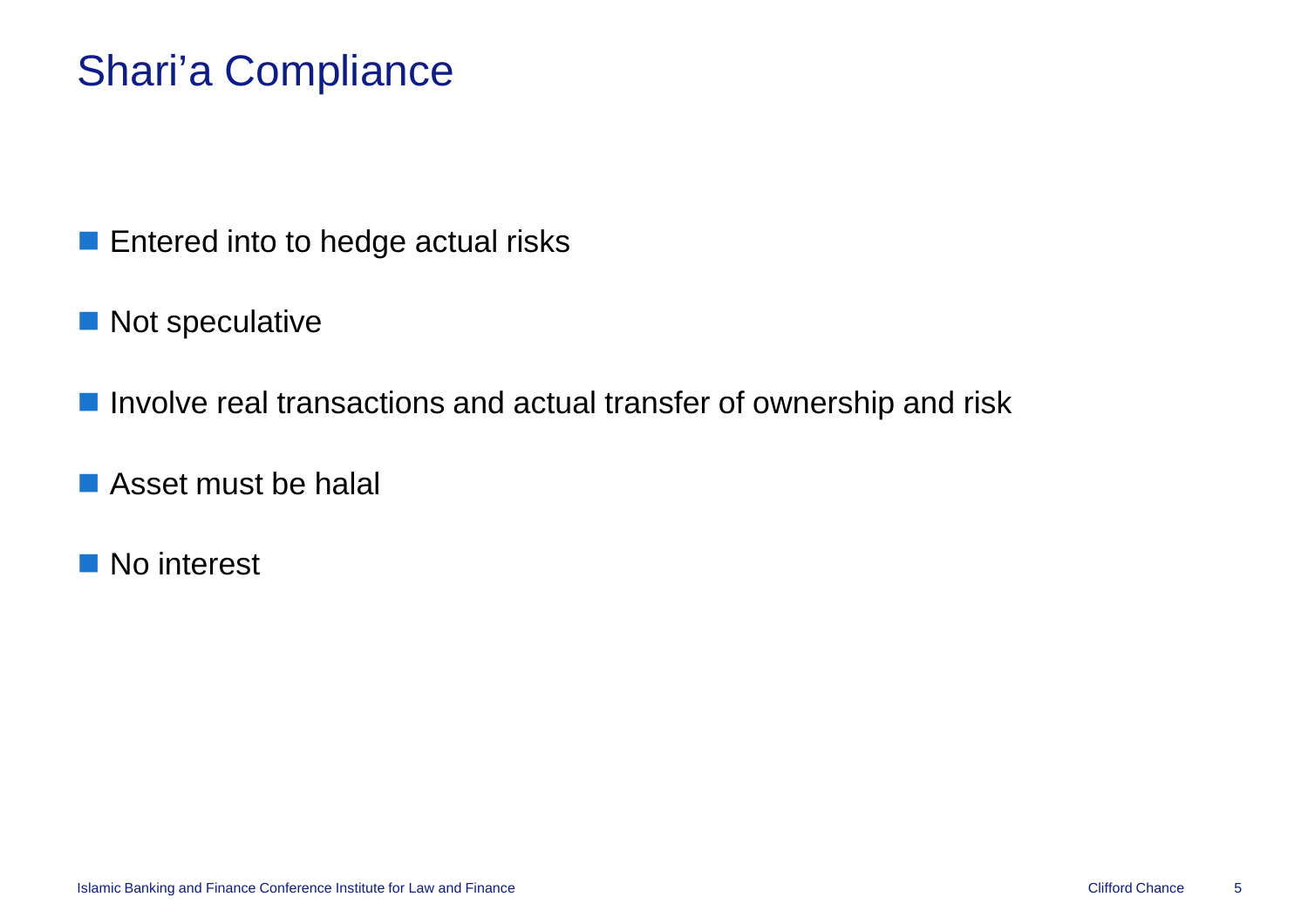# Shari'a Compliance

- Entered into to hedge actual risks
- Not speculative
- Involve real transactions and actual transfer of ownership and risk
- Asset must be halal
- No interest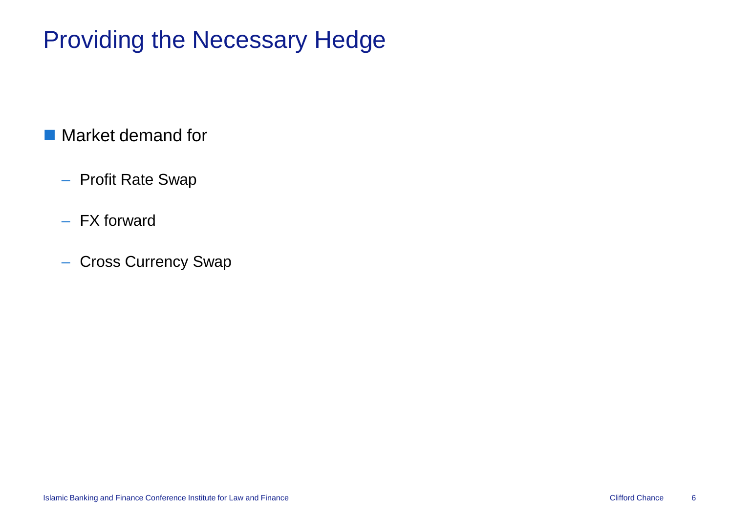# Providing the Necessary Hedge

- Market demand for
  - Profit Rate Swap
  - FX forward
  - Cross Currency Swap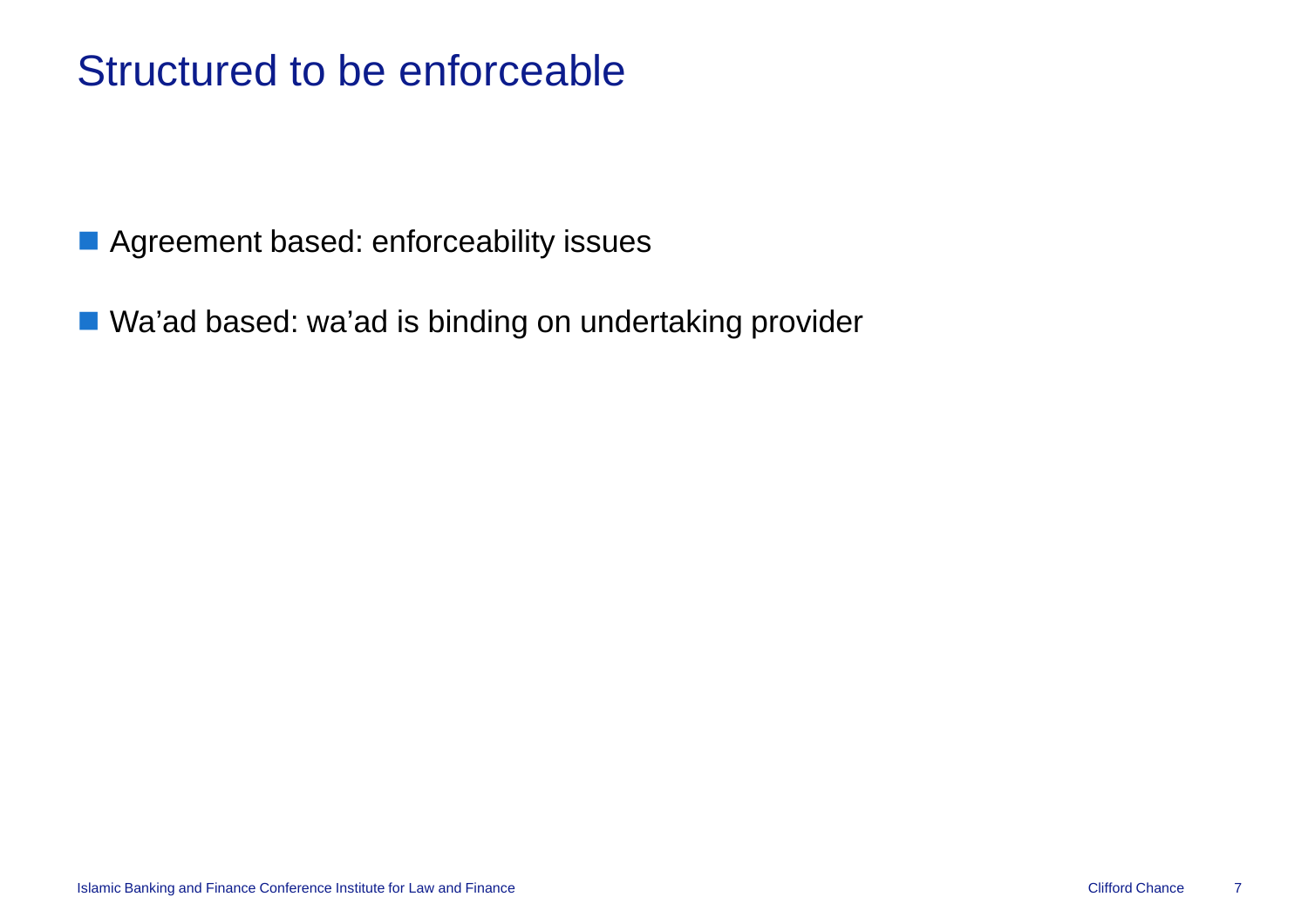# Structured to be enforceable

- Agreement based: enforceability issues
- Wa’ad based: wa’ad is binding on undertaking provider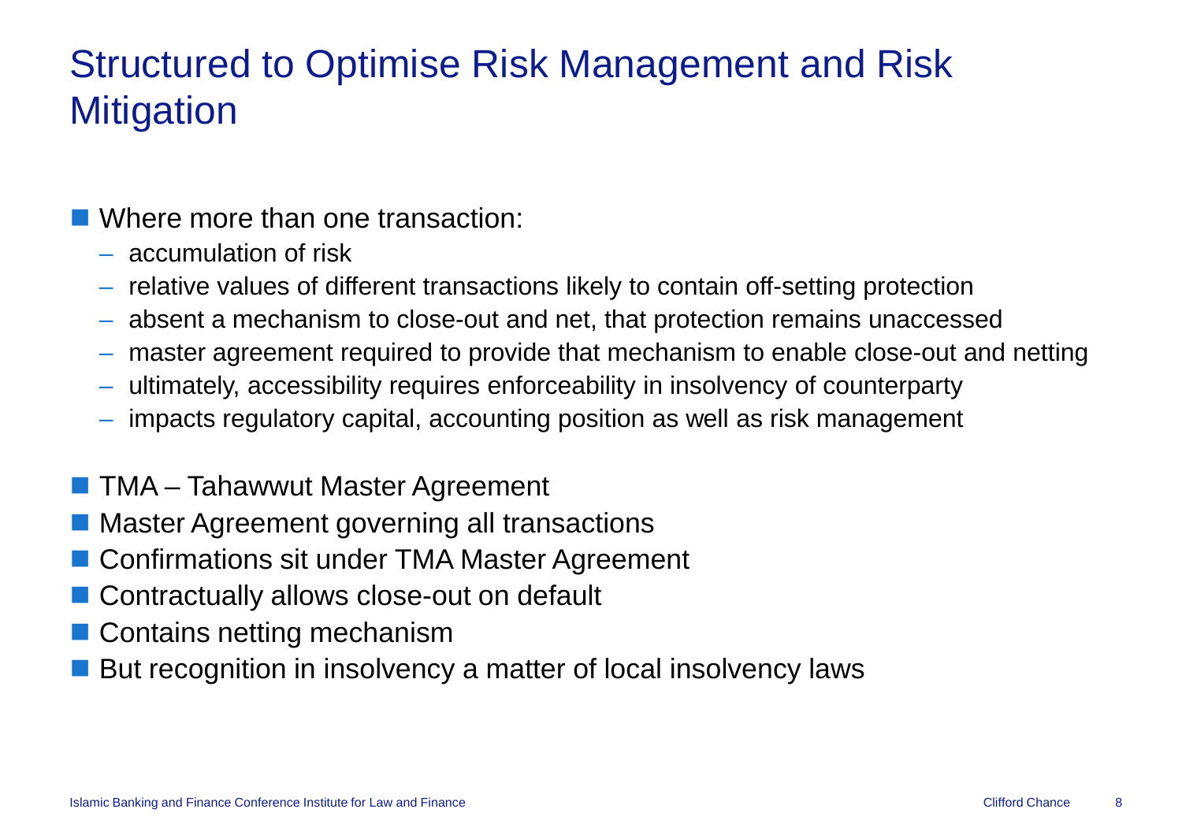# Structured to Optimise Risk Management and Risk Mitigation

- Where more than one transaction:
  - accumulation of risk
  - relative values of different transactions likely to contain off-setting protection
  - absent a mechanism to close-out and net, that protection remains unaccessed
  - master agreement required to provide that mechanism to enable close-out and netting
  - ultimately, accessibility requires enforceability in insolvency of counterparty
  - impacts regulatory capital, accounting position as well as risk management

- TMA – Tahawwut Master Agreement
- Master Agreement governing all transactions
- Confirmations sit under TMA Master Agreement
- Contractually allows close-out on default
- Contains netting mechanism
- But recognition in insolvency a matter of local insolvency laws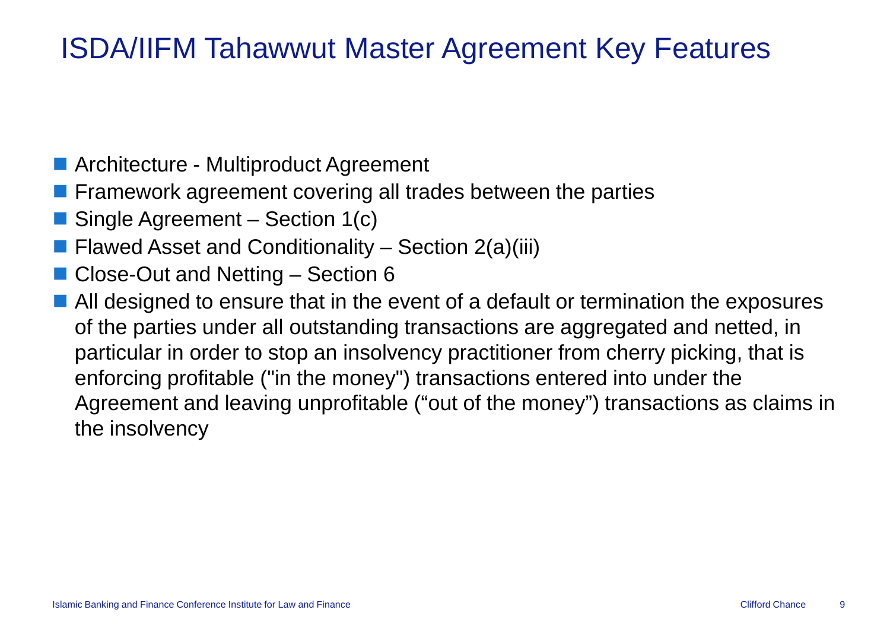# ISDA/IIFM Tahawwut Master Agreement Key Features

- Architecture - Multiproduct Agreement
- Framework agreement covering all trades between the parties
- Single Agreement – Section 1(c)
- Flawed Asset and Conditionality – Section 2(a)(iii)
- Close-Out and Netting – Section 6
- All designed to ensure that in the event of a default or termination the exposures of the parties under all outstanding transactions are aggregated and netted, in particular in order to stop an insolvency practitioner from cherry picking, that is enforcing profitable ("in the money") transactions entered into under the Agreement and leaving unprofitable ("out of the money") transactions as claims in the insolvency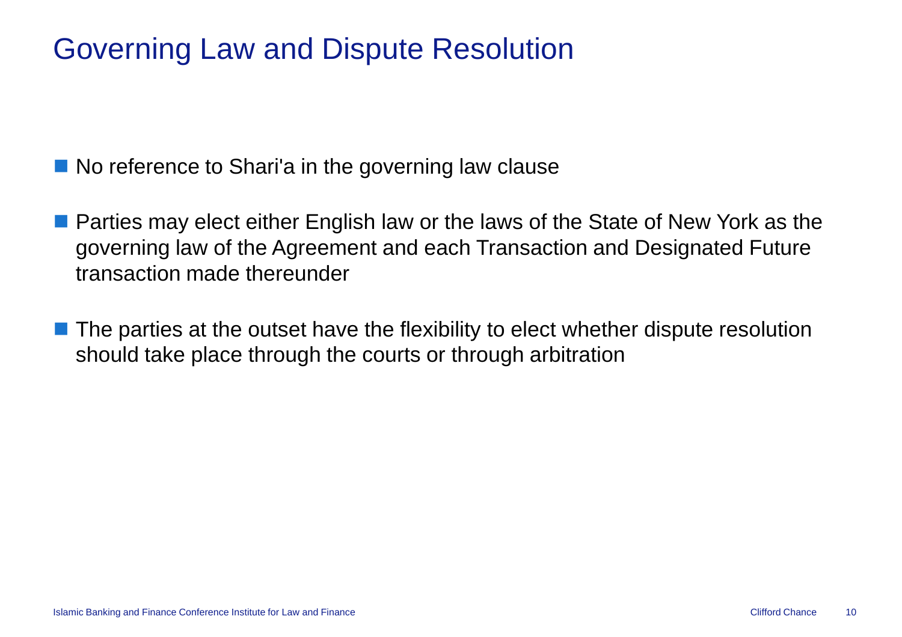# Governing Law and Dispute Resolution

- No reference to Shari'a in the governing law clause
- Parties may elect either English law or the laws of the State of New York as the governing law of the Agreement and each Transaction and Designated Future transaction made thereunder
- The parties at the outset have the flexibility to elect whether dispute resolution should take place through the courts or through arbitration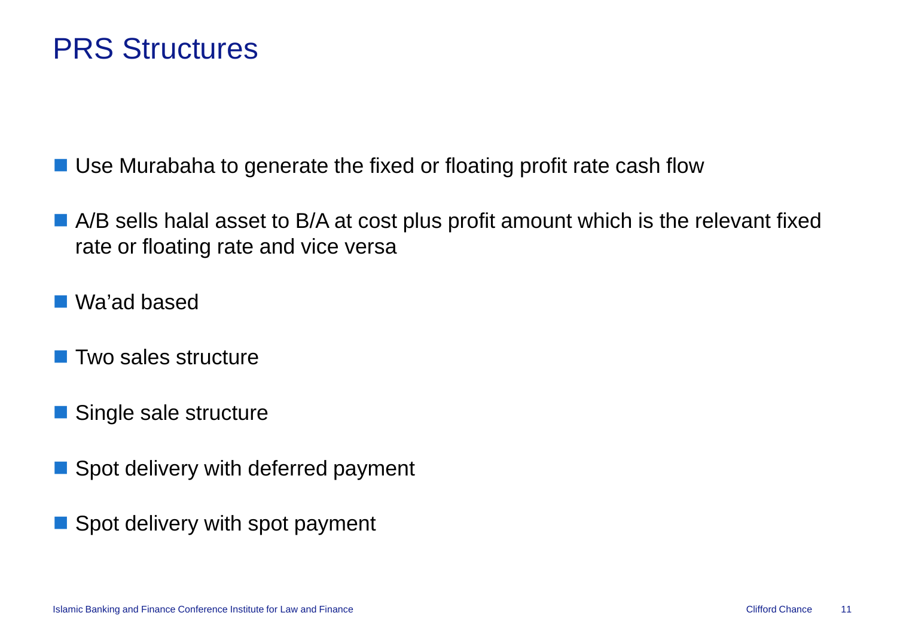# PRS Structures

- Use Murabaha to generate the fixed or floating profit rate cash flow
- A/B sells halal asset to B/A at cost plus profit amount which is the relevant fixed rate or floating rate and vice versa
- Wa'ad based
- Two sales structure
- Single sale structure
- Spot delivery with deferred payment
- Spot delivery with spot payment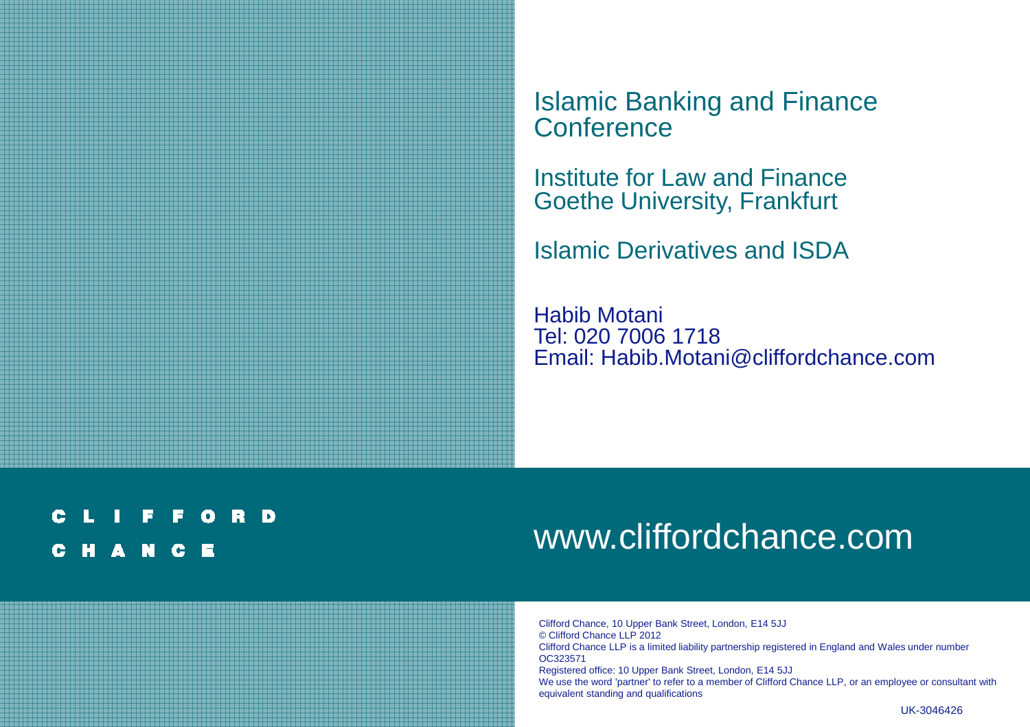# Islamic Banking and Finance Conference

Institute for Law and Finance
Goethe University, Frankfurt

Islamic Derivatives and ISDA

Habib Motani
Tel: 020 7006 1718
Email: Habib.Motani@cliffordchance.com

CLIFFORD
CHANCE

www.cliffordchance.com

Clifford Chance, 10 Upper Bank Street, London, E14 5JJ
© Clifford Chance LLP 2012
Clifford Chance LLP is a limited liability partnership registered in England and Wales under number OC323571
Registered office: 10 Upper Bank Street, London, E14 5JJ
We use the word 'partner' to refer to a member of Clifford Chance LLP, or an employee or consultant with equivalent standing and qualifications

UK-3046426